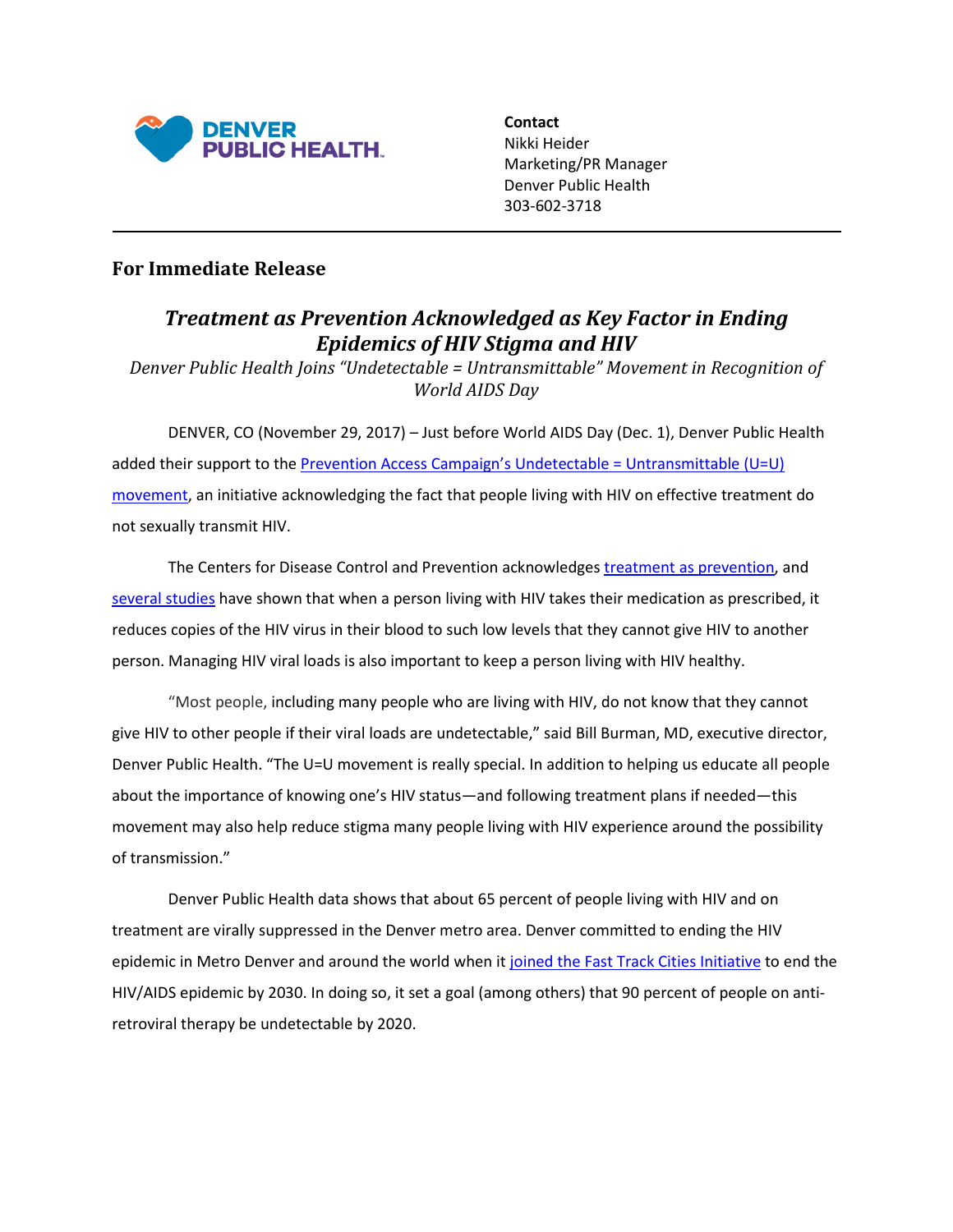DENVER PUBLIC HEALTH

**Contact**
Nikki Heider
Marketing/PR Manager
Denver Public Health
303-602-3718

---

## For Immediate Release

# *Treatment as Prevention Acknowledged as Key Factor in Ending Epidemics of HIV Stigma and HIV*

*Denver Public Health Joins "Undetectable = Untransmittable" Movement in Recognition of World AIDS Day*

DENVER, CO (November 29, 2017) – Just before World AIDS Day (Dec. 1), Denver Public Health added their support to the Prevention Access Campaign's Undetectable = Untransmittable (U=U) movement, an initiative acknowledging the fact that people living with HIV on effective treatment do not sexually transmit HIV.

The Centers for Disease Control and Prevention acknowledges treatment as prevention, and several studies have shown that when a person living with HIV takes their medication as prescribed, it reduces copies of the HIV virus in their blood to such low levels that they cannot give HIV to another person. Managing HIV viral loads is also important to keep a person living with HIV healthy.

"Most people, including many people who are living with HIV, do not know that they cannot give HIV to other people if their viral loads are undetectable," said Bill Burman, MD, executive director, Denver Public Health. "The U=U movement is really special. In addition to helping us educate all people about the importance of knowing one's HIV status—and following treatment plans if needed—this movement may also help reduce stigma many people living with HIV experience around the possibility of transmission."

Denver Public Health data shows that about 65 percent of people living with HIV and on treatment are virally suppressed in the Denver metro area. Denver committed to ending the HIV epidemic in Metro Denver and around the world when it joined the Fast Track Cities Initiative to end the HIV/AIDS epidemic by 2030. In doing so, it set a goal (among others) that 90 percent of people on anti-retroviral therapy be undetectable by 2020.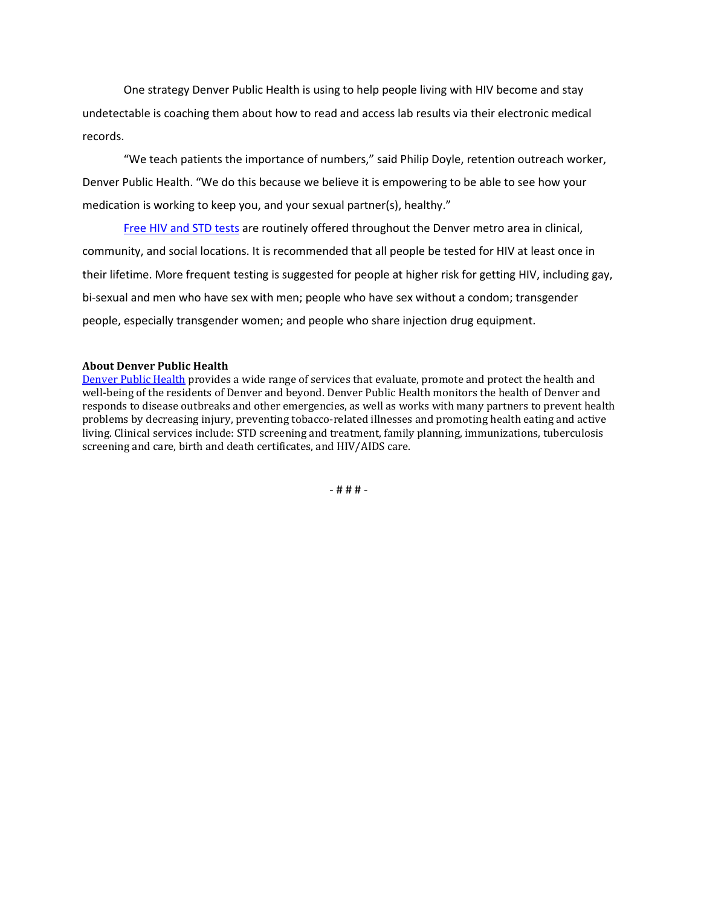One strategy Denver Public Health is using to help people living with HIV become and stay undetectable is coaching them about how to read and access lab results via their electronic medical records.

"We teach patients the importance of numbers," said Philip Doyle, retention outreach worker, Denver Public Health. "We do this because we believe it is empowering to be able to see how your medication is working to keep you, and your sexual partner(s), healthy."

Free HIV and STD tests are routinely offered throughout the Denver metro area in clinical, community, and social locations. It is recommended that all people be tested for HIV at least once in their lifetime. More frequent testing is suggested for people at higher risk for getting HIV, including gay, bi-sexual and men who have sex with men; people who have sex without a condom; transgender people, especially transgender women; and people who share injection drug equipment.

**About Denver Public Health**

Denver Public Health provides a wide range of services that evaluate, promote and protect the health and well-being of the residents of Denver and beyond. Denver Public Health monitors the health of Denver and responds to disease outbreaks and other emergencies, as well as works with many partners to prevent health problems by decreasing injury, preventing tobacco-related illnesses and promoting health eating and active living. Clinical services include: STD screening and treatment, family planning, immunizations, tuberculosis screening and care, birth and death certificates, and HIV/AIDS care.

- # # # -